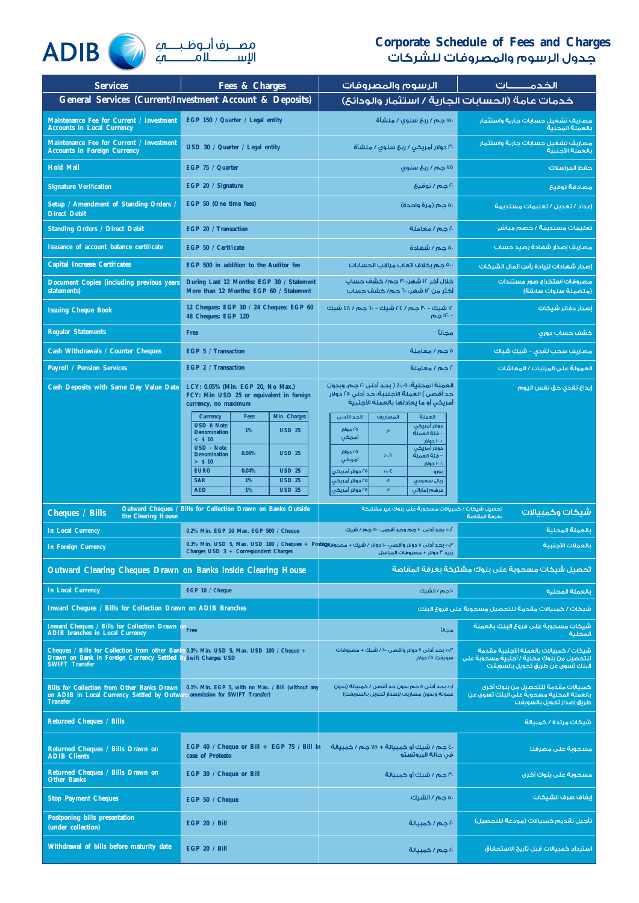ADIB مصرف أبوظبي الإسلامي

# Corporate Schedule of Fees and Charges
# جدول الرسوم والمصروفات للشركات

| Services | Fees & Charges | الرسوم والمصروفات | الخدمـــــات |
|---|---|---|---|
| **General Services (Current/Investment Account & Deposits)** | | **خدمات عامة (الحسابات الجارية / استثمار والودائع)** | |
| Maintenance Fee for Current / Investment Accounts in Local Currency | EGP 150 / Quarter / Legal entity | ١٥٠ جم / ربع سنوي / منشأة | مصاريف تشغيل حسابات جارية واستثمار بالعملة المحلية |
| Maintenance Fee for Current / Investment Accounts in Foreign Currency | USD 30 / Quarter / Legal entity | ٣٠ دولار أمريكي / ربع سنوي / منشأة | مصاريف تشغيل حسابات جارية واستثمار بالعملة الأجنبية |
| Hold Mail | EGP 75 / Quarter | ٧٥ جم / ربع سنوي | حفظ المراسلات |
| Signature Verification | EGP 20 / Signature | ٢٠ جم / توقيع | مصادقة توقيع |
| Setup / Amendment of Standing Orders / Direct Debit | EGP 50 (One time fees) | ٥٠ جم (مرة واحدة) | إعداد / تعديل / تعليمات مستديمة |
| Standing Orders / Direct Debit | EGP 20 / Transaction | ٢٠ جم / معاملة | تعليمات مستديمة / خصم مباشر |
| Issuance of account balance certificate | EGP 50 / Certificate | ٥٠ جم / شهادة | مصاريف إصدار شهادة رصيد حساب |
| Capital Increase Certificates | EGP 500 in addition to the Auditor fee | ٥٠٠ جم بخلاف أتعاب مراقب الحسابات | إصدار شهادات لزيادة رأس المال الشركات |
| Document Copies (including previous years statements) | During Last 12 Months: EGP 30 / Statement<br>More than 12 Months: EGP 60 / Statement | خلال آخر ١٢ شهر: ٣٠ جم/ كشف حساب<br>أكثر من ١٢ شهر: ٦٠ جم/ كشف حساب | مصروفات استخراج صور مستندات (متضمنة سنوات سابقة) |
| Issuing Cheque Book | 12 Cheques: EGP 30 / 24 Cheques: EGP 60<br>48 Cheques: EGP 120 | ١٢ شيك - ٣٠ جم / ٢٤ شيك - ٦٠ جم / ٤٨ شيك - ١٢٠ جم | إصدار دفاتر شيكات |
| Regular Statements | Free | مجاناً | كشف حساب دوري |
| Cash Withdrawals / Counter Cheques | EGP 5 / Transaction | ٥ جم / معاملة | مصاريف سحب نقدي - شيك شباك |
| Payroll / Pension Services | EGP 2 / Transaction | ٢ جم / معاملة | العمولة على المرتبات / المعاشات |
| Cash Deposits with Same Day Value Date | LCY: 0.05% (Min. EGP 20, No Max.)<br>FCY: Min USD 25 or equivalent in foreign currency, no maximum | العملة المحلية: ٠,٠٥٪ ( بحد أدنى ٢٠ جم، وبدون حد أقصى ) العملة الأجنبية: حد أدنى ٢٥ دولار أمريكي أو ما يعادلها بالعملة الأجنبية | إيداع نقدي حق نفس اليوم |

| Currency | Fees | Min. Charges | العملة | المصاريف | الحد الأدنى |
|---|---|---|---|---|---|
| USD – Note Denomination < $ 10 | 1% | USD 25 | دولار أمريكي – فئة العملة < ١٠ دولار | ١٪ | ٢٥ دولار أمريكي |
| USD - Note Denomination > $ 10 | 0.06% | USD 25 | دولار أمريكي – فئة العملة > ١٠ دولار | ٠,٠٦٪ | ٢٥ دولار أمريكي |
| EURO | 0.04% | USD 25 | يورو | ٠,٠٤٪ | ٢٥ دولار أمريكي |
| SAR | 1% | USD 25 | ريال سعودي | ١٪ | ٢٥ دولار أمريكي |
| AED | 1% | USD 25 | درهم إماراتي | ١٪ | ٢٥ دولار أمريكي |

| Services | Fees & Charges | الرسوم والمصروفات | الخدمـــــات |
|---|---|---|---|
| **Cheques / Bills** | Outward Cheques / Bills for Collection Drawn on Banks Outside the Clearing House | تحصيل شيكات / كمبيالات مسحوبة على بنوك غير مشتركة بغرفة المقاصة | **شيكات وكمبيالات** |
| In Local Currency | 0.2% Min. EGP 10 Max. EGP 500 / Cheque | ٠,٢٪ بحد أدنى ١٠ جم وحد أقصى ٥٠٠ جم / شيك | بالعملة المحلية |
| In Foreign Currency | 0.3% Min. USD 5, Max. USD 100 / Cheques + Postage Charges USD 3 + Correspondent Charges | ٠,٣٪ بحد أدنى ٥ دولار وأقصى ١٠٠ دولار / شيك + مصروفات بريد ٣ دولار + مصروفات المراسل | بالعملات الأجنبية |
| **Outward Clearing Cheques Drawn on Banks inside Clearing House** | | **تحصيل شيكات مسحوبة على بنوك مشتركة بغرفة المقاصة** | |
| In Local Currency | EGP 10 / Cheque | ١٠ جم / الشيك | بالعملة المحلية |
| Inward Cheques / Bills for Collection Drawn on ADIB Branches | | شيكات / كمبيالات مقدمة للتحصيل مسحوبة على فروع البنك | |
| Inward Cheques / Bills for Collection Drawn on ADIB branches in Local Currency | Free | مجاناً | شيكات مسحوبة على فروع البنك بالعملة المحلية |
| Cheques / Bills for Collection from other Banks Drawn on Bank in Foreign Currency Settled by SWIFT Transfer | 0.3% Min. USD 5, Max. USD 100 / Cheque + Swift Charges USD | ٠,٣٪ بحد أدنى ٥ دولار وأقصى ١٠٠ / شيك + مصروفات سويفت ٢٥ دولار | شيكات / كمبيالات بالعملة الأجنبية مقدمة للتحصيل من بنوك محلية / أجنبية مسحوبة على البنك تسوى عن طريق تحويل بالسويفت |
| Bills for Collection from Other Banks Drawn on ADIB in Local Currency Settled by Outward Transfer | 0.1% Min. EGP 5, with no Max. / Bill (without any commission for SWIFT Transfer) | ٠,١٪ بحد أدنى ٥ جم بدون حد أقصى / كمبيالة (بدون عمولة وبدون مصاريف لإصدار تحويل بالسويفت) | كمبيالات مقدمة للتحصيل من بنوك أخرى مسحوبة على البنك بالعملة المحلية تسوى عن طريق إصدار تحويل بالسويفت |
| Returned Cheques / Bills | | | شيكات مرتدة / كمبيالة |
| Returned Cheques / Bills Drawn on ADIB Clients | EGP 40 / Cheque or Bill + EGP 75 / Bill in case of Protesto | ٤٠ جم / شيك أو كمبيالة + ٧٥ جم / كمبيالة في حالة البروتستو | مسحوبة على مصرفنا |
| Returned Cheques / Bills Drawn on Other Banks | EGP 30 / Cheque or Bill | ٣٠ جم / شيك أو كمبيالة | مسحوبة على بنوك أخرى |
| Stop Payment Cheques | EGP 50 / Cheque | ٥٠ جم / الشيك | إيقاف صرف الشيكات |
| Postponing bills presentation (under collection) | EGP 20 / Bill | ٢٠ جم / كمبيالة | تأجيل تقديم كمبيالات (مودعة للتحصيل) |
| Withdrawal of bills before maturity date | EGP 20 / Bill | ٢٠ جم / كمبيالة | استرداد كمبيالات قبل تاريخ الاستحقاق |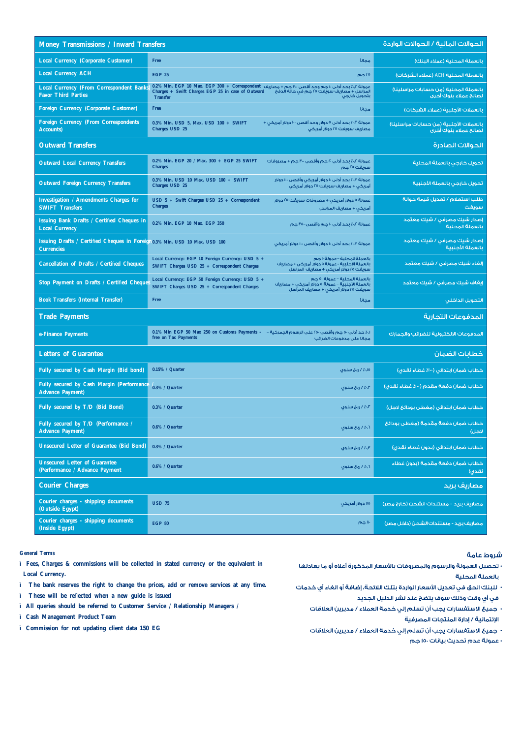| Money Transmissions / Inward Transfers | | | الحوالات المالية / الحوالات الواردة |
|---|---|---|---|
| Local Currency (Corporate Customer) | Free | مجانا | بالعملة المحلية (عملاء البنك) |
| Local Currency ACH | EGP 25 | ٢٥ جم | بالعملة المحلية ACH (عملاء الشركات) |
| Local Currency (From Correspondent Banks) Favor Third Parties | 0.2% Min. EGP 10 Max. EGP 300 + Correspondent Charges + Swift Charges EGP 25 in case of Outward Transfer | عمولة ٠.٢٪ بحد أدنى ١٠ جم وحد أقصى ٣٠٠ جم + مصاريف المراسل + مصاريف سويفت ٢٥ جم في حالة الدفع بتحويل خارجي | بالعملة المحلية (من حسابات مراسلينا) لصالح عملاء بنوك أخرى |
| Foreign Currency (Corporate Customer) | Free | مجانا | بالعملات الأجنبية (عملاء الشركات) |
| Foreign Currency (From Correspondents Accounts) | 0.3% Min. USD 5, Max. USD 100 + SWIFT Charges USD 25 | عمولة ٠.٣٪ بحد أدنى ٥ دولار وحد أقصى ١٠٠ دولار أمريكي + مصاريف سويفت ٢٥ دولار أمريكي | بالعملات الأجنبية (من حسابات مراسلينا) لصالح عملاء بنوك أخرى |
| **Outward Transfers** | | | **الحوالات الصادرة** |
| Outward Local Currency Transfers | 0.2% Min. EGP 20 / Max. 300 + EGP 25 SWIFT Charges | عمولة ٠.٢٪ بحد أدنى ٢٠ جم وأقصى ٣٠٠ جم + مصروفات سويفت ٢٥ جم | تحويل خارجي بالعملة المحلية |
| Outward Foreign Currency Transfers | 0.3% Min. USD 10 Max. USD 100 + SWIFT Charges USD 25 | عمولة ٠.٣٪ بحد أدنى ١٠ دولار أمريكي وأقصى ١٠٠ دولار أمريكي + مصاريف سويفت ٢٥ دولار أمريكي | تحويل خارجي بالعملة الأجنبية |
| Investigation / Amendments Charges for SWIFT Transfers | USD 5 + Swift Charges USD 25 + Correspondent Charges | عمولة ٥ دولار أمريكي + مصروفات سويفت ٢٥ دولار أمريكي + مصاريف المراسل | طلب استعلام / تعديل قيمة حوالة سويفت |
| Issuing Bank Drafts / Certified Cheques in Local Currency | 0.2% Min. EGP 10 Max. EGP 350 | عمولة ٠.٢٪ بحد أدنى ١٠ جم وأقصى ٣٥٠ جم | إصدار شيك مصرفي / شيك معتمد بالعملة المحلية |
| Issuing Drafts / Certified Cheques in Foreign Currencies | 0.3% Min. USD 10 Max. USD 100 | عمولة ٠.٣٪ بحد أدنى ١٠ دولار وأقصى ١٠٠ دولار أمريكي | إصدار شيك مصرفي / شيك معتمد بالعملة الأجنبية |
| Cancellation of Drafts / Certified Cheques | Local Currency: EGP 10 Foreign Currency: USD 5 + SWIFT Charges USD 25 + Correspondent Charges | بالعملة المحلية - عمولة ١٠ جم بالعملة الأجنبية - عمولة ٥ دولار أمريكي + مصاريف سويفت ٢٥ دولار أمريكي + مصاريف المراسل | إلغاء شيك مصرفي / شيك معتمد |
| Stop Payment on Drafts / Certified Cheques | Local Currency: EGP 50 Foreign Currency: USD 5 + SWIFT Charges USD 25 + Correspondent Charges | بالعملة المحلية - عمولة ٥٠ جم بالعملة الأجنبية - عمولة ٥ دولار أمريكي + مصاريف سويفت ٢٥ دولار أمريكي + مصاريف المراسل | إيقاف شيك مصرفي / شيك معتمد |
| Book Transfers (Internal Transfer) | Free | مجانا | التحويل الداخلي |
| **Trade Payments** | | | **المدفوعات التجارية** |
| e-Finance Payments | 0.1% Min EGP 50 Max 250 on Customs Payments - free on Tax Payments | ٠.١٪ حد أدنى ٥٠ جم وأقصى ٢٥٠ على الرسوم الجمركية - مجانا على مدفوعات الضرائب | المدفوعات الالكترونية للضرائب والجمارك |
| **Letters of Guarantee** | | | **خطابات الضمان** |
| Fully secured by Cash Margin (Bid bond) | 0.15% / Quarter | ٠.١٥٪ / ربع سنوي | خطاب ضمان ابتدائي (١٠٠٪ غطاء نقدي) |
| Fully secured by Cash Margin (Performance / Advance Payment) | 0.3% / Quarter | ٠.٣٪ / ربع سنوي | خطاب ضمان دفعة مقدم (١٠٠٪ غطاء نقدي) |
| Fully secured by T/D (Bid Bond) | 0.3% / Quarter | ٠.٣٪ / ربع سنوي | خطاب ضمان ابتدائي (مغطى بودائع لاجل) |
| Fully secured by T/D (Performance / Advance Payment) | 0.6% / Quarter | ٠.٦٪ / ربع سنوي | خطاب ضمان دفعة مقدمة (مغطى بودائع لاجل) |
| Unsecured Letter of Guarantee (Bid Bond) | 0.3% / Quarter | ٠.٣٪ / ربع سنوي | خطاب ضمان ابتدائي (بدون غطاء نقدي) |
| Unsecured Letter of Guarantee (Performance / Advance Payment | 0.6% / Quarter | ٠.٦٪ / ربع سنوي | خطاب ضمان دفعة مقدمة (بدون غطاء نقدي) |
| **Courier Charges** | | | **مصاريف بريد** |
| Courier charges - shipping documents (Outside Egypt) | USD 75 | ٧٥ دولار أمريكي | مصاريف بريد - مستندات الشحن (خارج مصر) |
| Courier charges - shipping documents (Inside Egypt) | EGP 80 | ٨٠ جم | مصاريف بريد - مستندات الشحن (داخل مصر) |

**General Terms**

- Fees, Charges & commissions will be collected in stated currency or the equivalent in Local Currency.
- The bank reserves the right to change the prices, add or remove services at any time.
- These will be reflected when a new guide is issued
- All queries should be referred to Customer Service / Relationship Managers /
- Cash Management Product Team
- Commission for not updating client data 150 EG

**شروط عامة**

- تحصيل العمولة والرسوم والمصروفات بالأسعار المذكورة أعلاه أو ما يعادلها بالعملة المحلية
- للبنك الحق في تعديل الأسعار الواردة بتلك اللائحة، إضافة أو الغاء أي خدمات في أي وقت وذلك سوف يتضح عند نشر الدليل الجديد
- جميع الاستفسارات يجب أن تسلم إلى خدمة العملاء / مديرين العلاقات الإئتمانية / إدارة المنتجات المصرفية
- جميع الاستفسارات يجب أن تسلم إلى خدمة العملاء / مديرين العلاقات
- عمولة عدم تحديث بيانات ١٥٠ جم